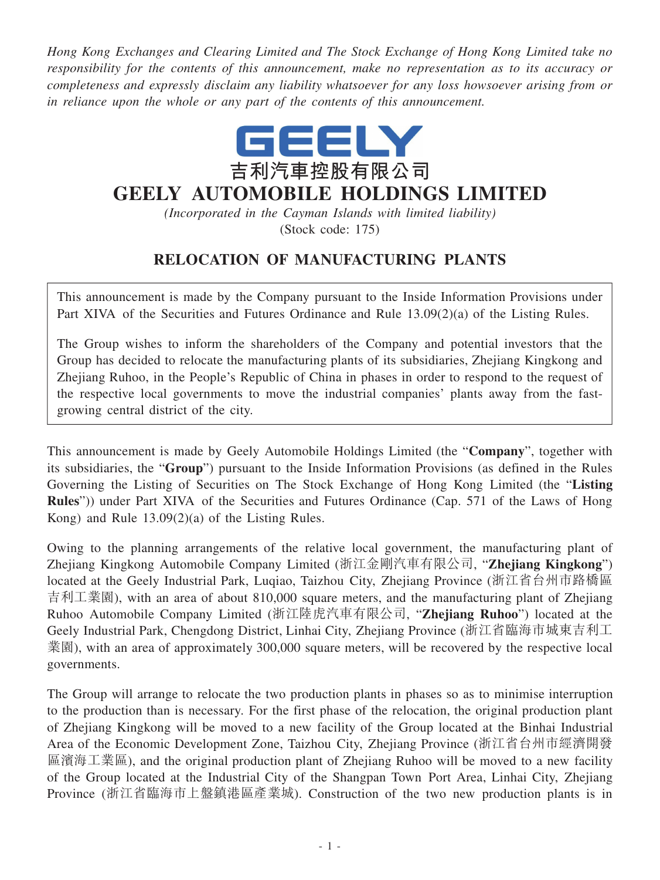*Hong Kong Exchanges and Clearing Limited and The Stock Exchange of Hong Kong Limited take no responsibility for the contents of this announcement, make no representation as to its accuracy or completeness and expressly disclaim any liability whatsoever for any loss howsoever arising from or in reliance upon the whole or any part of the contents of this announcement.*

GEELY

吉利汽車控股有限公司

# GEELY AUTOMOBILE HOLDINGS LIMITED

*(Incorporated in the Cayman Islands with limited liability)*

(Stock code: 175)

## RELOCATION OF MANUFACTURING PLANTS

This announcement is made by the Company pursuant to the Inside Information Provisions under Part XIVA of the Securities and Futures Ordinance and Rule 13.09(2)(a) of the Listing Rules.

The Group wishes to inform the shareholders of the Company and potential investors that the Group has decided to relocate the manufacturing plants of its subsidiaries, Zhejiang Kingkong and Zhejiang Ruhoo, in the People's Republic of China in phases in order to respond to the request of the respective local governments to move the industrial companies' plants away from the fast-growing central district of the city.

This announcement is made by Geely Automobile Holdings Limited (the "**Company**", together with its subsidiaries, the "**Group**") pursuant to the Inside Information Provisions (as defined in the Rules Governing the Listing of Securities on The Stock Exchange of Hong Kong Limited (the "**Listing Rules**")) under Part XIVA of the Securities and Futures Ordinance (Cap. 571 of the Laws of Hong Kong) and Rule 13.09(2)(a) of the Listing Rules.

Owing to the planning arrangements of the relative local government, the manufacturing plant of Zhejiang Kingkong Automobile Company Limited (浙江金剛汽車有限公司, "**Zhejiang Kingkong**") located at the Geely Industrial Park, Luqiao, Taizhou City, Zhejiang Province (浙江省台州市路橋區吉利工業園), with an area of about 810,000 square meters, and the manufacturing plant of Zhejiang Ruhoo Automobile Company Limited (浙江陸虎汽車有限公司, "**Zhejiang Ruhoo**") located at the Geely Industrial Park, Chengdong District, Linhai City, Zhejiang Province (浙江省臨海市城東吉利工業園), with an area of approximately 300,000 square meters, will be recovered by the respective local governments.

The Group will arrange to relocate the two production plants in phases so as to minimise interruption to the production than is necessary. For the first phase of the relocation, the original production plant of Zhejiang Kingkong will be moved to a new facility of the Group located at the Binhai Industrial Area of the Economic Development Zone, Taizhou City, Zhejiang Province (浙江省台州市經濟開發區濱海工業區), and the original production plant of Zhejiang Ruhoo will be moved to a new facility of the Group located at the Industrial City of the Shangpan Town Port Area, Linhai City, Zhejiang Province (浙江省臨海市上盤鎮港區產業城). Construction of the two new production plants is in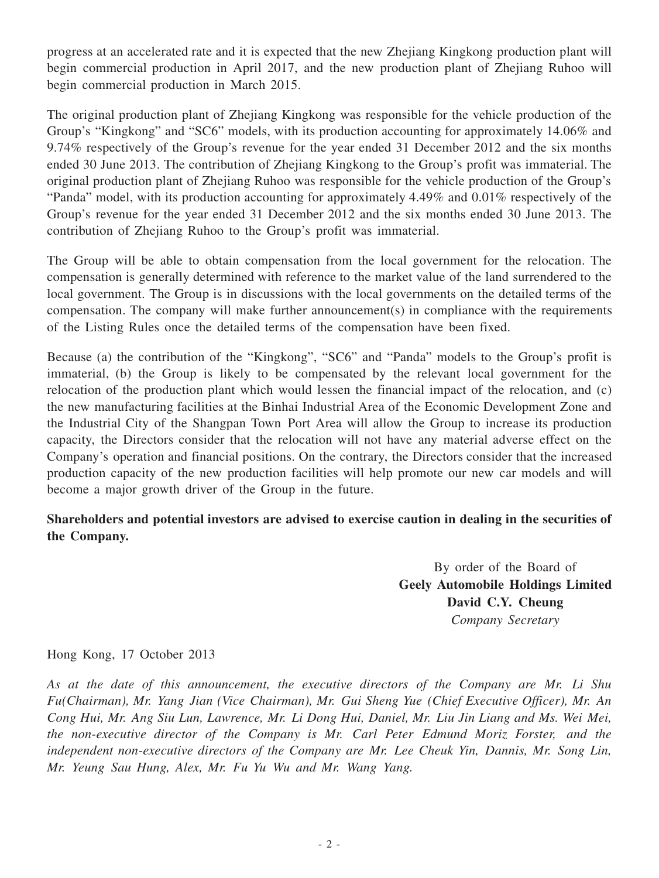progress at an accelerated rate and it is expected that the new Zhejiang Kingkong production plant will begin commercial production in April 2017, and the new production plant of Zhejiang Ruhoo will begin commercial production in March 2015.

The original production plant of Zhejiang Kingkong was responsible for the vehicle production of the Group's "Kingkong" and "SC6" models, with its production accounting for approximately 14.06% and 9.74% respectively of the Group's revenue for the year ended 31 December 2012 and the six months ended 30 June 2013. The contribution of Zhejiang Kingkong to the Group's profit was immaterial. The original production plant of Zhejiang Ruhoo was responsible for the vehicle production of the Group's "Panda" model, with its production accounting for approximately 4.49% and 0.01% respectively of the Group's revenue for the year ended 31 December 2012 and the six months ended 30 June 2013. The contribution of Zhejiang Ruhoo to the Group's profit was immaterial.

The Group will be able to obtain compensation from the local government for the relocation. The compensation is generally determined with reference to the market value of the land surrendered to the local government. The Group is in discussions with the local governments on the detailed terms of the compensation. The company will make further announcement(s) in compliance with the requirements of the Listing Rules once the detailed terms of the compensation have been fixed.

Because (a) the contribution of the "Kingkong", "SC6" and "Panda" models to the Group's profit is immaterial, (b) the Group is likely to be compensated by the relevant local government for the relocation of the production plant which would lessen the financial impact of the relocation, and (c) the new manufacturing facilities at the Binhai Industrial Area of the Economic Development Zone and the Industrial City of the Shangpan Town Port Area will allow the Group to increase its production capacity, the Directors consider that the relocation will not have any material adverse effect on the Company's operation and financial positions. On the contrary, the Directors consider that the increased production capacity of the new production facilities will help promote our new car models and will become a major growth driver of the Group in the future.

**Shareholders and potential investors are advised to exercise caution in dealing in the securities of the Company.**

By order of the Board of
**Geely Automobile Holdings Limited**
**David C.Y. Cheung**
*Company Secretary*

Hong Kong, 17 October 2013

*As at the date of this announcement, the executive directors of the Company are Mr. Li Shu Fu(Chairman), Mr. Yang Jian (Vice Chairman), Mr. Gui Sheng Yue (Chief Executive Officer), Mr. An Cong Hui, Mr. Ang Siu Lun, Lawrence, Mr. Li Dong Hui, Daniel, Mr. Liu Jin Liang and Ms. Wei Mei, the non-executive director of the Company is Mr. Carl Peter Edmund Moriz Forster, and the independent non-executive directors of the Company are Mr. Lee Cheuk Yin, Dannis, Mr. Song Lin, Mr. Yeung Sau Hung, Alex, Mr. Fu Yu Wu and Mr. Wang Yang.*